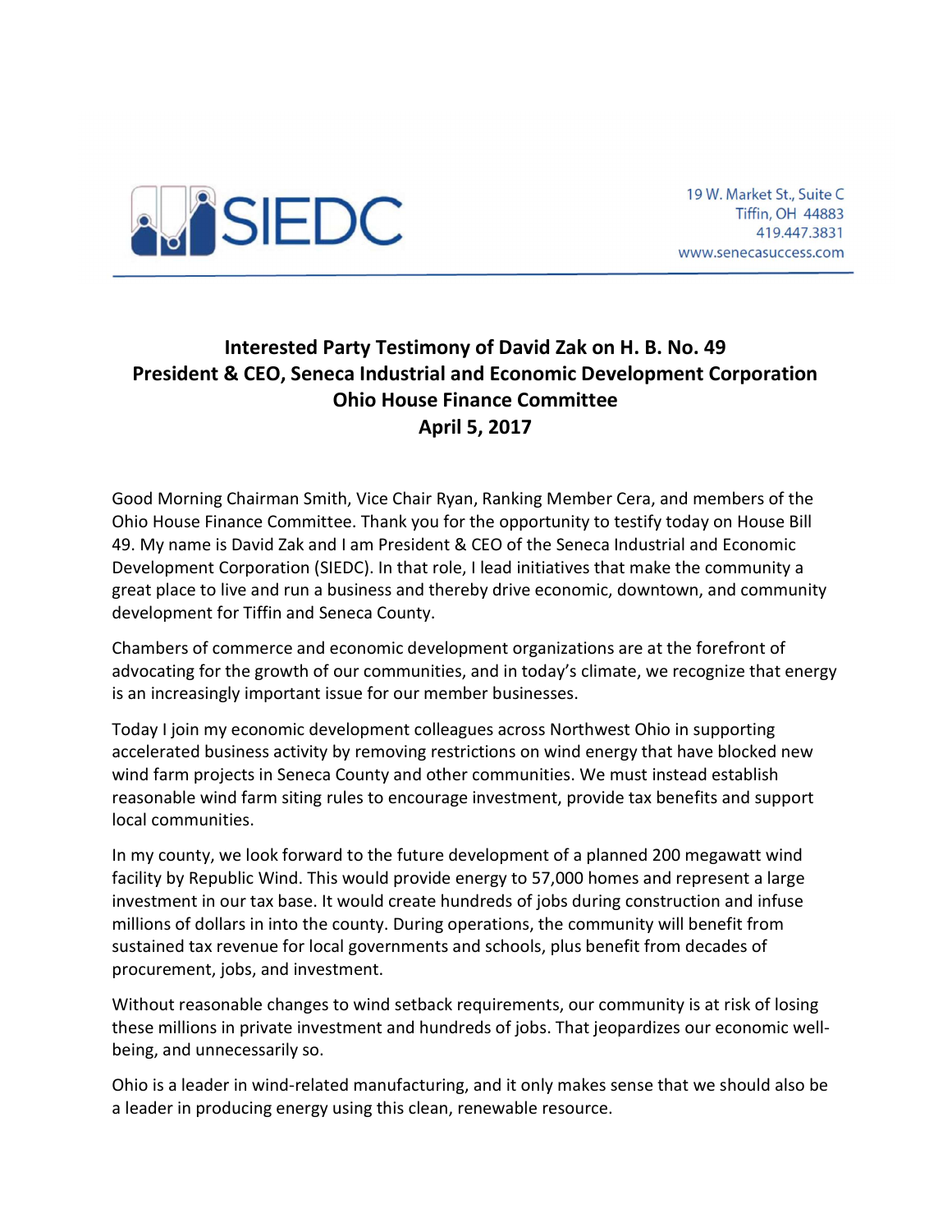SIEDC

19 W. Market St., Suite C
Tiffin, OH 44883
419.447.3831
www.senecasuccess.com

**Interested Party Testimony of David Zak on H. B. No. 49**
**President & CEO, Seneca Industrial and Economic Development Corporation**
**Ohio House Finance Committee**
**April 5, 2017**

Good Morning Chairman Smith, Vice Chair Ryan, Ranking Member Cera, and members of the Ohio House Finance Committee. Thank you for the opportunity to testify today on House Bill 49. My name is David Zak and I am President & CEO of the Seneca Industrial and Economic Development Corporation (SIEDC). In that role, I lead initiatives that make the community a great place to live and run a business and thereby drive economic, downtown, and community development for Tiffin and Seneca County.

Chambers of commerce and economic development organizations are at the forefront of advocating for the growth of our communities, and in today's climate, we recognize that energy is an increasingly important issue for our member businesses.

Today I join my economic development colleagues across Northwest Ohio in supporting accelerated business activity by removing restrictions on wind energy that have blocked new wind farm projects in Seneca County and other communities. We must instead establish reasonable wind farm siting rules to encourage investment, provide tax benefits and support local communities.

In my county, we look forward to the future development of a planned 200 megawatt wind facility by Republic Wind. This would provide energy to 57,000 homes and represent a large investment in our tax base. It would create hundreds of jobs during construction and infuse millions of dollars in into the county. During operations, the community will benefit from sustained tax revenue for local governments and schools, plus benefit from decades of procurement, jobs, and investment.

Without reasonable changes to wind setback requirements, our community is at risk of losing these millions in private investment and hundreds of jobs. That jeopardizes our economic well-being, and unnecessarily so.

Ohio is a leader in wind-related manufacturing, and it only makes sense that we should also be a leader in producing energy using this clean, renewable resource.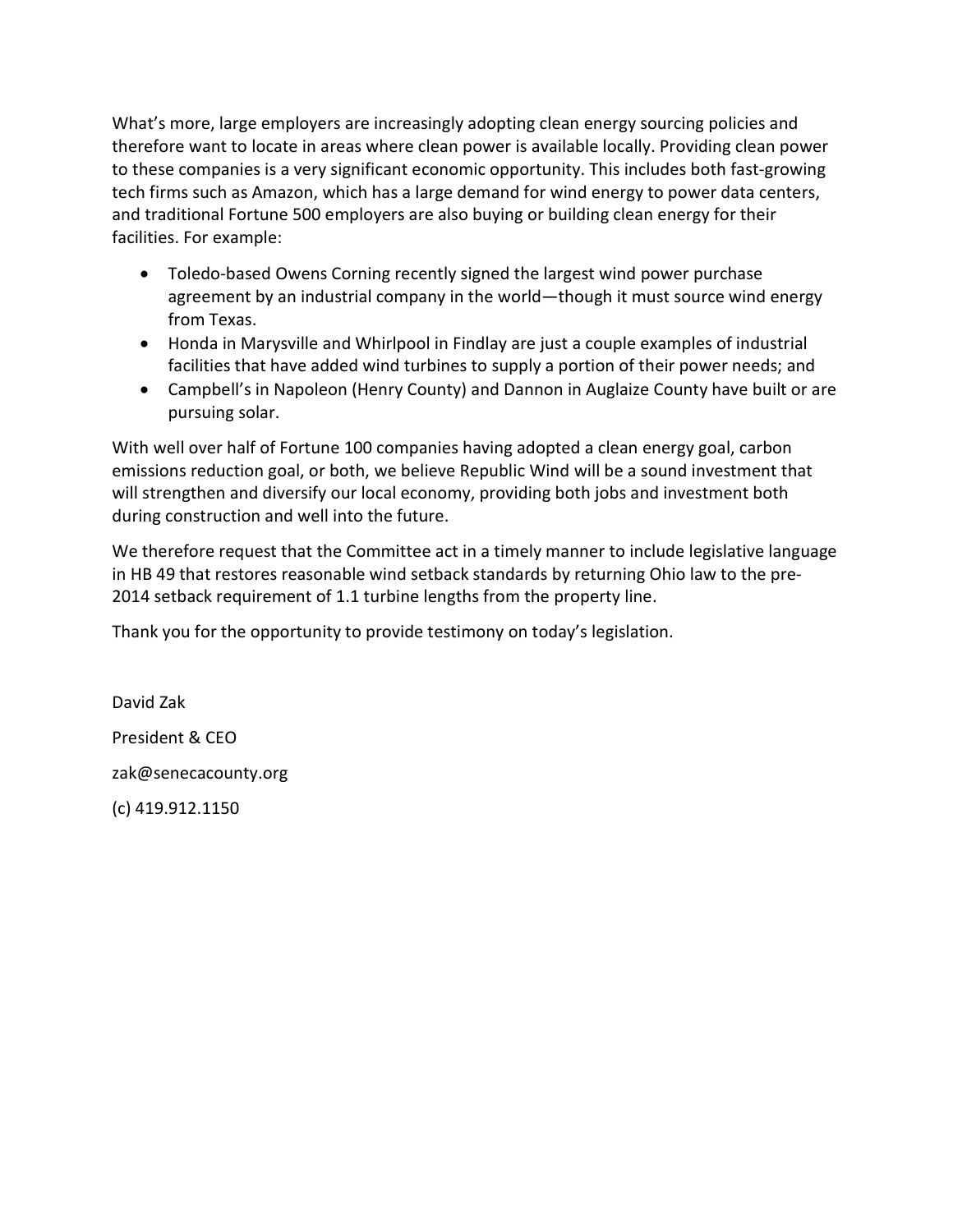What's more, large employers are increasingly adopting clean energy sourcing policies and therefore want to locate in areas where clean power is available locally. Providing clean power to these companies is a very significant economic opportunity. This includes both fast-growing tech firms such as Amazon, which has a large demand for wind energy to power data centers, and traditional Fortune 500 employers are also buying or building clean energy for their facilities. For example:

- Toledo-based Owens Corning recently signed the largest wind power purchase agreement by an industrial company in the world—though it must source wind energy from Texas.
- Honda in Marysville and Whirlpool in Findlay are just a couple examples of industrial facilities that have added wind turbines to supply a portion of their power needs; and
- Campbell's in Napoleon (Henry County) and Dannon in Auglaize County have built or are pursuing solar.

With well over half of Fortune 100 companies having adopted a clean energy goal, carbon emissions reduction goal, or both, we believe Republic Wind will be a sound investment that will strengthen and diversify our local economy, providing both jobs and investment both during construction and well into the future.

We therefore request that the Committee act in a timely manner to include legislative language in HB 49 that restores reasonable wind setback standards by returning Ohio law to the pre-2014 setback requirement of 1.1 turbine lengths from the property line.

Thank you for the opportunity to provide testimony on today's legislation.

David Zak

President & CEO

zak@senecacounty.org

(c) 419.912.1150